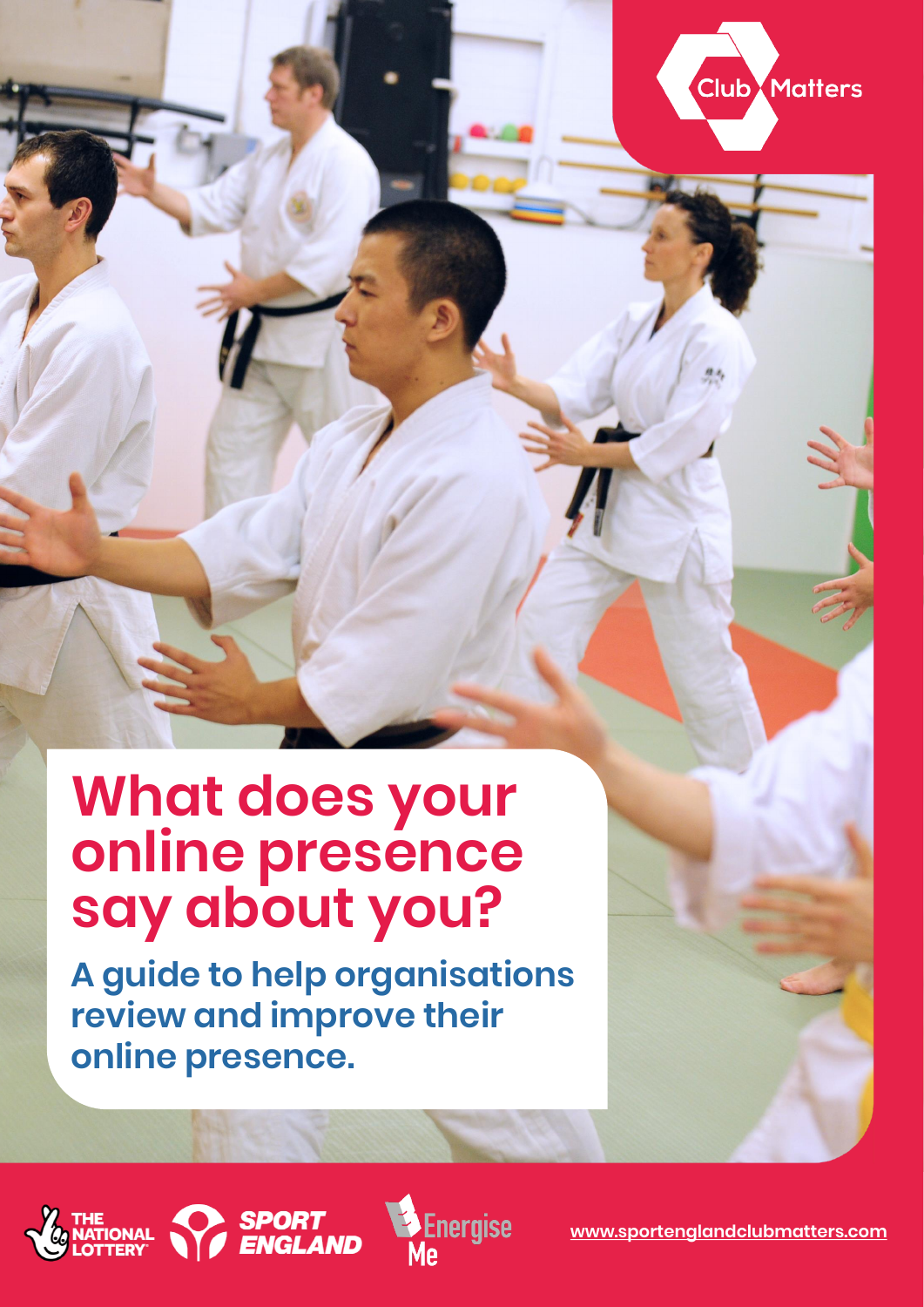Club Matters

# What does your online presence say about you?

## A guide to help organisations review and improve their online presence.

THE NATIONAL LOTTERY

SPORT ENGLAND

Energise Me

www.sportenglandclubmatters.com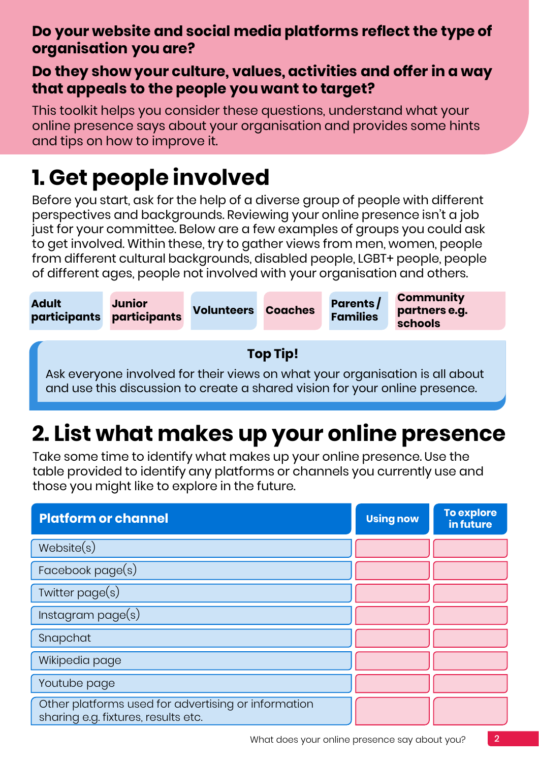**Do your website and social media platforms reflect the type of organisation you are?**

**Do they show your culture, values, activities and offer in a way that appeals to the people you want to target?**

This toolkit helps you consider these questions, understand what your online presence says about your organisation and provides some hints and tips on how to improve it.

# 1. Get people involved

Before you start, ask for the help of a diverse group of people with different perspectives and backgrounds. Reviewing your online presence isn't a job just for your committee. Below are a few examples of groups you could ask to get involved. Within these, try to gather views from men, women, people from different cultural backgrounds, disabled people, LGBT+ people, people of different ages, people not involved with your organisation and others.

- **Adult participants**
- **Junior participants**
- **Volunteers**
- **Coaches**
- **Parents / Families**
- **Community partners e.g. schools**

**Top Tip!**

Ask everyone involved for their views on what your organisation is all about and use this discussion to create a shared vision for your online presence.

# 2. List what makes up your online presence

Take some time to identify what makes up your online presence. Use the table provided to identify any platforms or channels you currently use and those you might like to explore in the future.

| Platform or channel | Using now | To explore in future |
|---|---|---|
| Website(s) | | |
| Facebook page(s) | | |
| Twitter page(s) | | |
| Instagram page(s) | | |
| Snapchat | | |
| Wikipedia page | | |
| Youtube page | | |
| Other platforms used for advertising or information sharing e.g. fixtures, results etc. | | |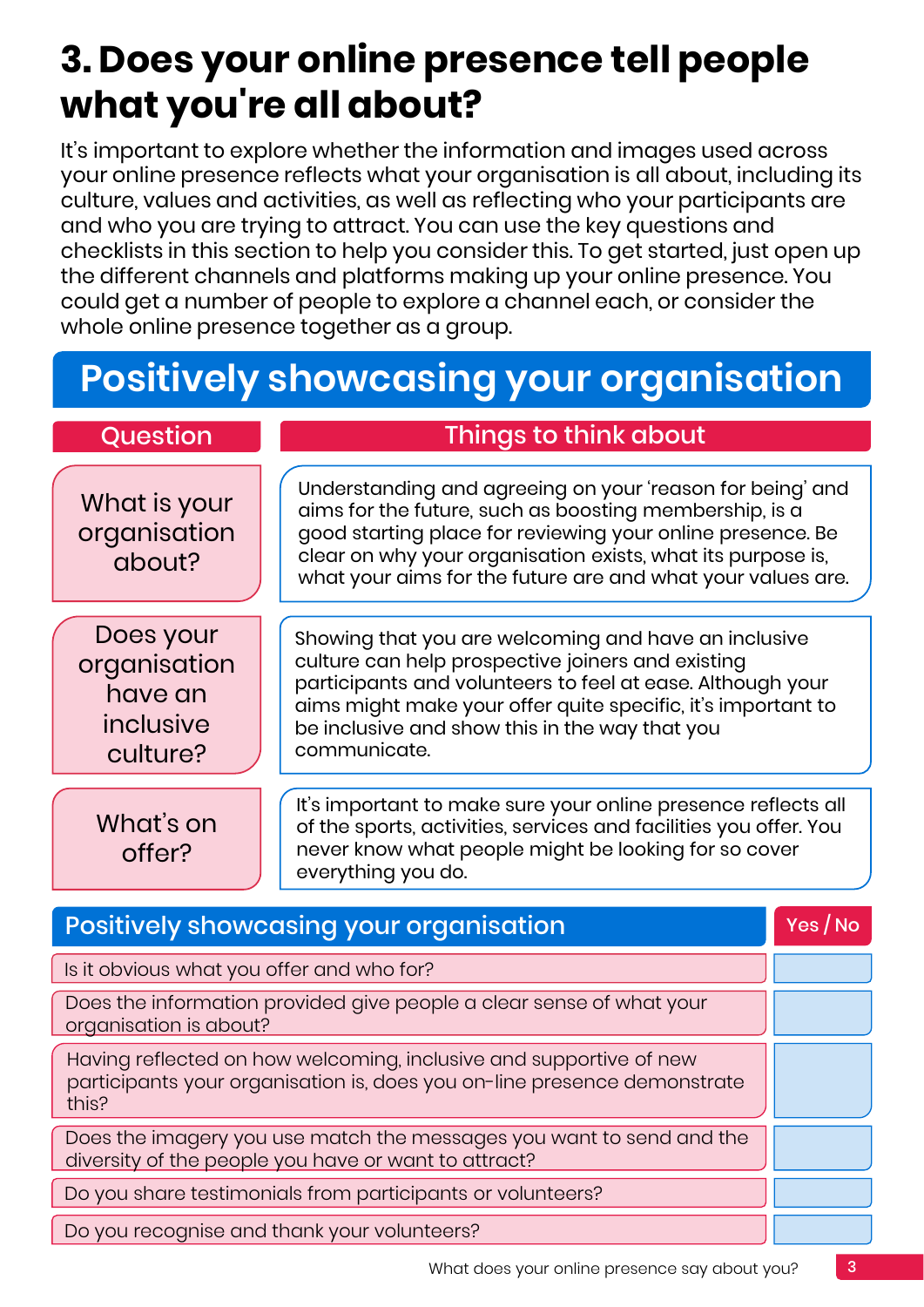# 3. Does your online presence tell people what you're all about?

It's important to explore whether the information and images used across your online presence reflects what your organisation is all about, including its culture, values and activities, as well as reflecting who your participants are and who you are trying to attract. You can use the key questions and checklists in this section to help you consider this. To get started, just open up the different channels and platforms making up your online presence. You could get a number of people to explore a channel each, or consider the whole online presence together as a group.

## Positively showcasing your organisation

| Question | Things to think about |
| --- | --- |
| What is your organisation about? | Understanding and agreeing on your 'reason for being' and aims for the future, such as boosting membership, is a good starting place for reviewing your online presence. Be clear on why your organisation exists, what its purpose is, what your aims for the future are and what your values are. |
| Does your organisation have an inclusive culture? | Showing that you are welcoming and have an inclusive culture can help prospective joiners and existing participants and volunteers to feel at ease. Although your aims might make your offer quite specific, it's important to be inclusive and show this in the way that you communicate. |
| What's on offer? | It's important to make sure your online presence reflects all of the sports, activities, services and facilities you offer. You never know what people might be looking for so cover everything you do. |

| Positively showcasing your organisation | Yes / No |
| --- | --- |
| Is it obvious what you offer and who for? | |
| Does the information provided give people a clear sense of what your organisation is about? | |
| Having reflected on how welcoming, inclusive and supportive of new participants your organisation is, does you on-line presence demonstrate this? | |
| Does the imagery you use match the messages you want to send and the diversity of the people you have or want to attract? | |
| Do you share testimonials from participants or volunteers? | |
| Do you recognise and thank your volunteers? | |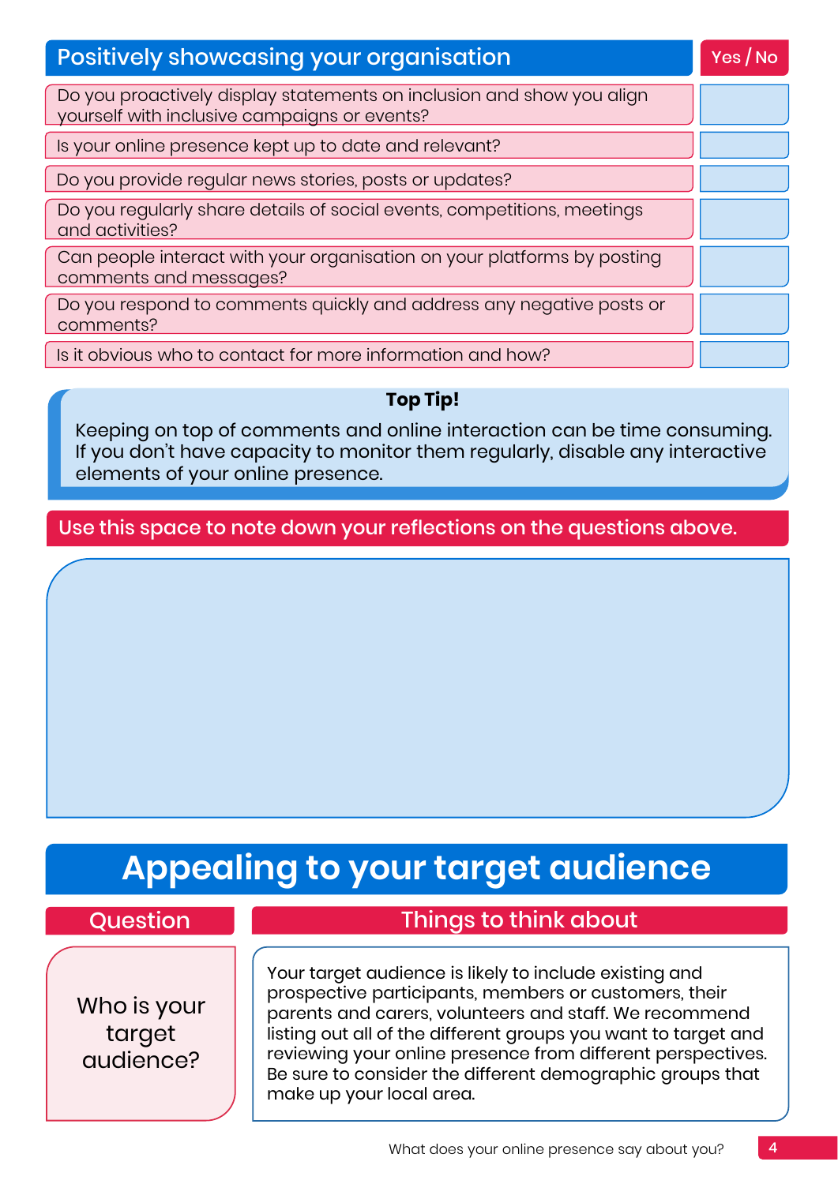| Positively showcasing your organisation | Yes / No |
|---|---|
| Do you proactively display statements on inclusion and show you align yourself with inclusive campaigns or events? | |
| Is your online presence kept up to date and relevant? | |
| Do you provide regular news stories, posts or updates? | |
| Do you regularly share details of social events, competitions, meetings and activities? | |
| Can people interact with your organisation on your platforms by posting comments and messages? | |
| Do you respond to comments quickly and address any negative posts or comments? | |
| Is it obvious who to contact for more information and how? | |

**Top Tip!**

Keeping on top of comments and online interaction can be time consuming. If you don't have capacity to monitor them regularly, disable any interactive elements of your online presence.

Use this space to note down your reflections on the questions above.

# Appealing to your target audience

| Question | Things to think about |
|---|---|
| Who is your target audience? | Your target audience is likely to include existing and prospective participants, members or customers, their parents and carers, volunteers and staff. We recommend listing out all of the different groups you want to target and reviewing your online presence from different perspectives. Be sure to consider the different demographic groups that make up your local area. |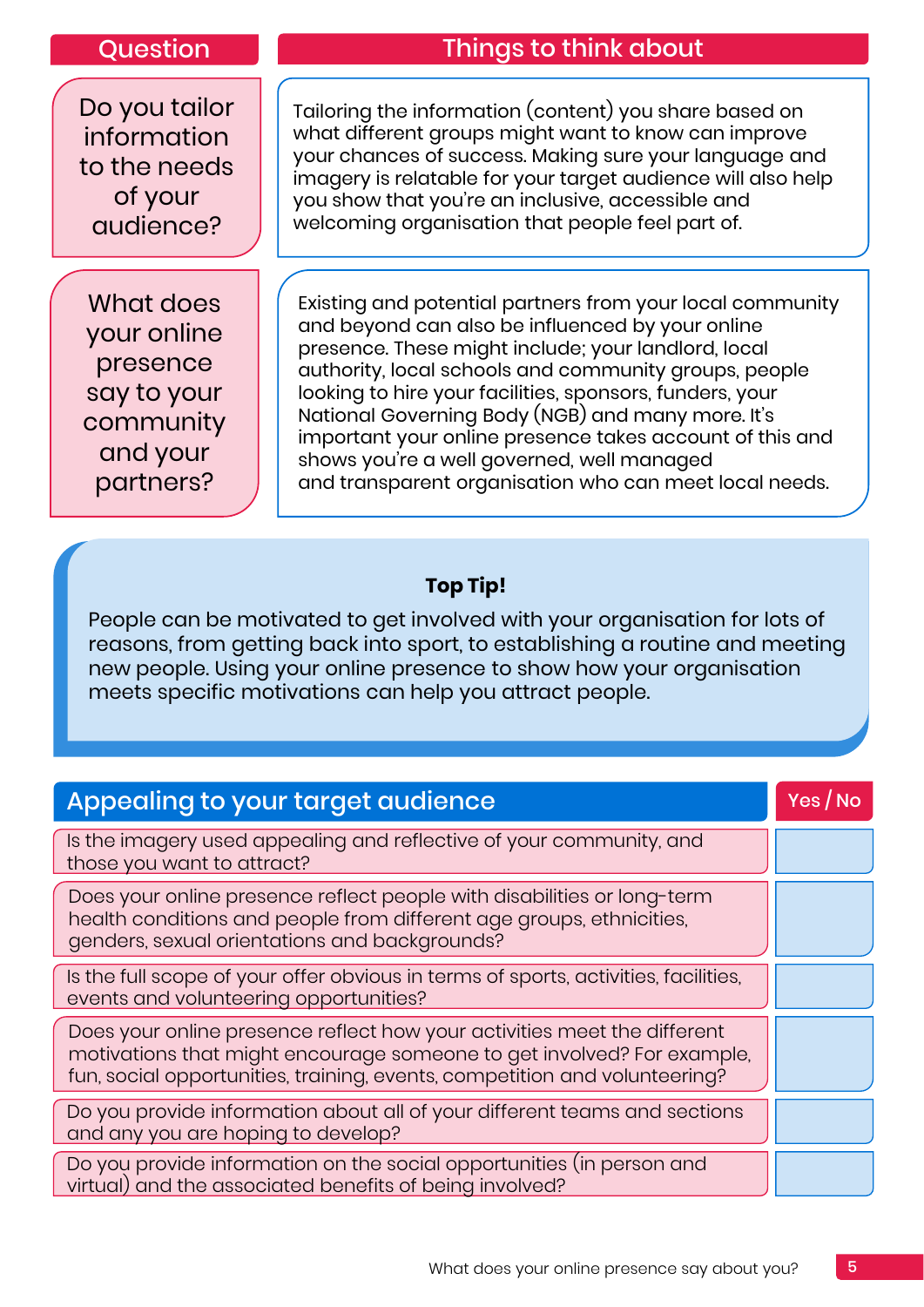| Question | Things to think about |
| --- | --- |
| Do you tailor information to the needs of your audience? | Tailoring the information (content) you share based on what different groups might want to know can improve your chances of success. Making sure your language and imagery is relatable for your target audience will also help you show that you're an inclusive, accessible and welcoming organisation that people feel part of. |
| What does your online presence say to your community and your partners? | Existing and potential partners from your local community and beyond can also be influenced by your online presence. These might include; your landlord, local authority, local schools and community groups, people looking to hire your facilities, sponsors, funders, your National Governing Body (NGB) and many more. It's important your online presence takes account of this and shows you're a well governed, well managed and transparent organisation who can meet local needs. |

**Top Tip!**

People can be motivated to get involved with your organisation for lots of reasons, from getting back into sport, to establishing a routine and meeting new people. Using your online presence to show how your organisation meets specific motivations can help you attract people.

| Appealing to your target audience | Yes / No |
| --- | --- |
| Is the imagery used appealing and reflective of your community, and those you want to attract? | |
| Does your online presence reflect people with disabilities or long-term health conditions and people from different age groups, ethnicities, genders, sexual orientations and backgrounds? | |
| Is the full scope of your offer obvious in terms of sports, activities, facilities, events and volunteering opportunities? | |
| Does your online presence reflect how your activities meet the different motivations that might encourage someone to get involved? For example, fun, social opportunities, training, events, competition and volunteering? | |
| Do you provide information about all of your different teams and sections and any you are hoping to develop? | |
| Do you provide information on the social opportunities (in person and virtual) and the associated benefits of being involved? | |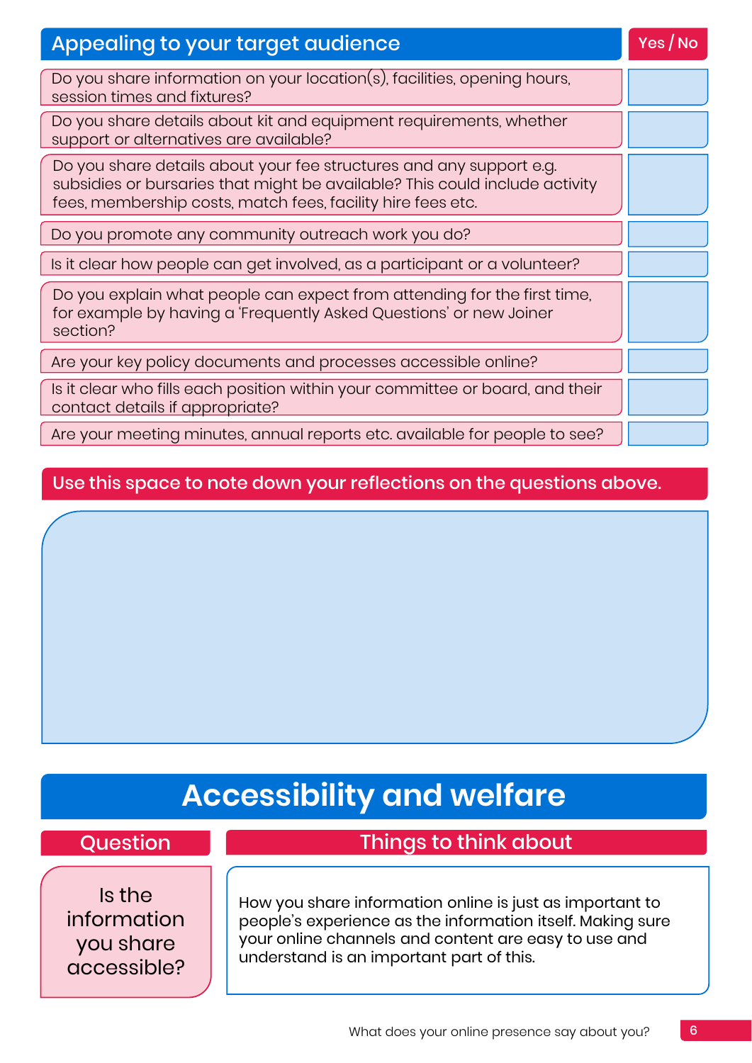| Appealing to your target audience | Yes / No |
|---|---|
| Do you share information on your location(s), facilities, opening hours, session times and fixtures? | |
| Do you share details about kit and equipment requirements, whether support or alternatives are available? | |
| Do you share details about your fee structures and any support e.g. subsidies or bursaries that might be available? This could include activity fees, membership costs, match fees, facility hire fees etc. | |
| Do you promote any community outreach work you do? | |
| Is it clear how people can get involved, as a participant or a volunteer? | |
| Do you explain what people can expect from attending for the first time, for example by having a 'Frequently Asked Questions' or new Joiner section? | |
| Are your key policy documents and processes accessible online? | |
| Is it clear who fills each position within your committee or board, and their contact details if appropriate? | |
| Are your meeting minutes, annual reports etc. available for people to see? | |

**Use this space to note down your reflections on the questions above.**

# Accessibility and welfare

| Question | Things to think about |
|---|---|
| Is the information you share accessible? | How you share information online is just as important to people's experience as the information itself. Making sure your online channels and content are easy to use and understand is an important part of this. |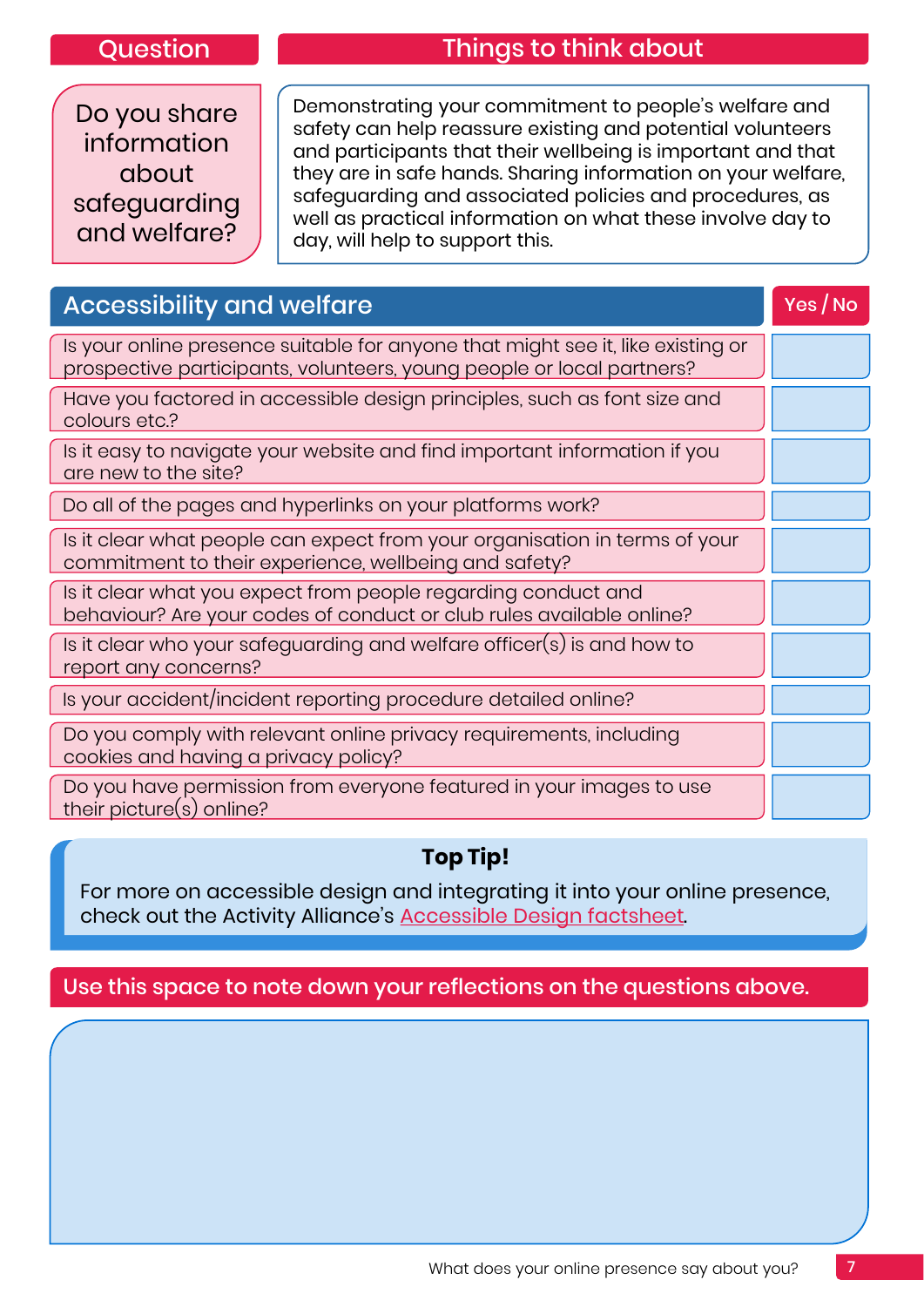| Question | Things to think about |
| --- | --- |
| Do you share information about safeguarding and welfare? | Demonstrating your commitment to people's welfare and safety can help reassure existing and potential volunteers and participants that their wellbeing is important and that they are in safe hands. Sharing information on your welfare, safeguarding and associated policies and procedures, as well as practical information on what these involve day to day, will help to support this. |

| Accessibility and welfare | Yes / No |
| --- | --- |
| Is your online presence suitable for anyone that might see it, like existing or prospective participants, volunteers, young people or local partners? | |
| Have you factored in accessible design principles, such as font size and colours etc.? | |
| Is it easy to navigate your website and find important information if you are new to the site? | |
| Do all of the pages and hyperlinks on your platforms work? | |
| Is it clear what people can expect from your organisation in terms of your commitment to their experience, wellbeing and safety? | |
| Is it clear what you expect from people regarding conduct and behaviour? Are your codes of conduct or club rules available online? | |
| Is it clear who your safeguarding and welfare officer(s) is and how to report any concerns? | |
| Is your accident/incident reporting procedure detailed online? | |
| Do you comply with relevant online privacy requirements, including cookies and having a privacy policy? | |
| Do you have permission from everyone featured in your images to use their picture(s) online? | |

**Top Tip!**

For more on accessible design and integrating it into your online presence, check out the Activity Alliance's Accessible Design factsheet.

**Use this space to note down your reflections on the questions above.**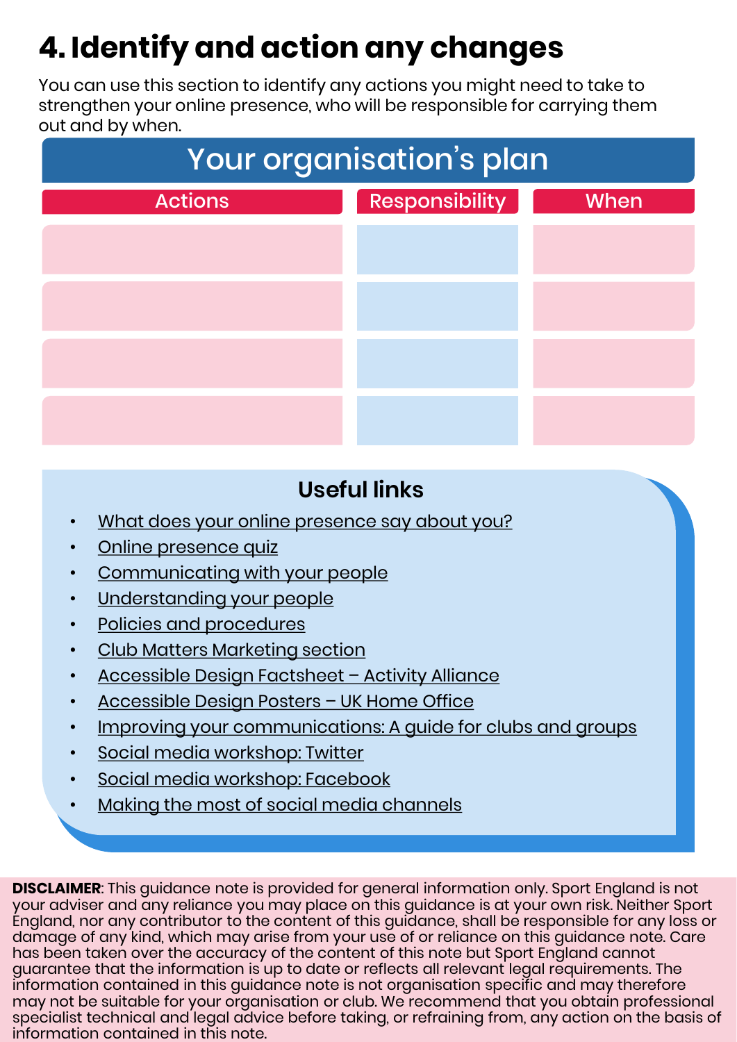# 4. Identify and action any changes

You can use this section to identify any actions you might need to take to strengthen your online presence, who will be responsible for carrying them out and by when.

## Your organisation's plan

| Actions | Responsibility | When |
|---|---|---|
| | | |
| | | |
| | | |
| | | |

### Useful links

- What does your online presence say about you?
- Online presence quiz
- Communicating with your people
- Understanding your people
- Policies and procedures
- Club Matters Marketing section
- Accessible Design Factsheet – Activity Alliance
- Accessible Design Posters – UK Home Office
- Improving your communications: A guide for clubs and groups
- Social media workshop: Twitter
- Social media workshop: Facebook
- Making the most of social media channels

**DISCLAIMER**: This guidance note is provided for general information only. Sport England is not your adviser and any reliance you may place on this guidance is at your own risk. Neither Sport England, nor any contributor to the content of this guidance, shall be responsible for any loss or damage of any kind, which may arise from your use of or reliance on this guidance note. Care has been taken over the accuracy of the content of this note but Sport England cannot guarantee that the information is up to date or reflects all relevant legal requirements. The information contained in this guidance note is not organisation specific and may therefore may not be suitable for your organisation or club. We recommend that you obtain professional specialist technical and legal advice before taking, or refraining from, any action on the basis of information contained in this note.